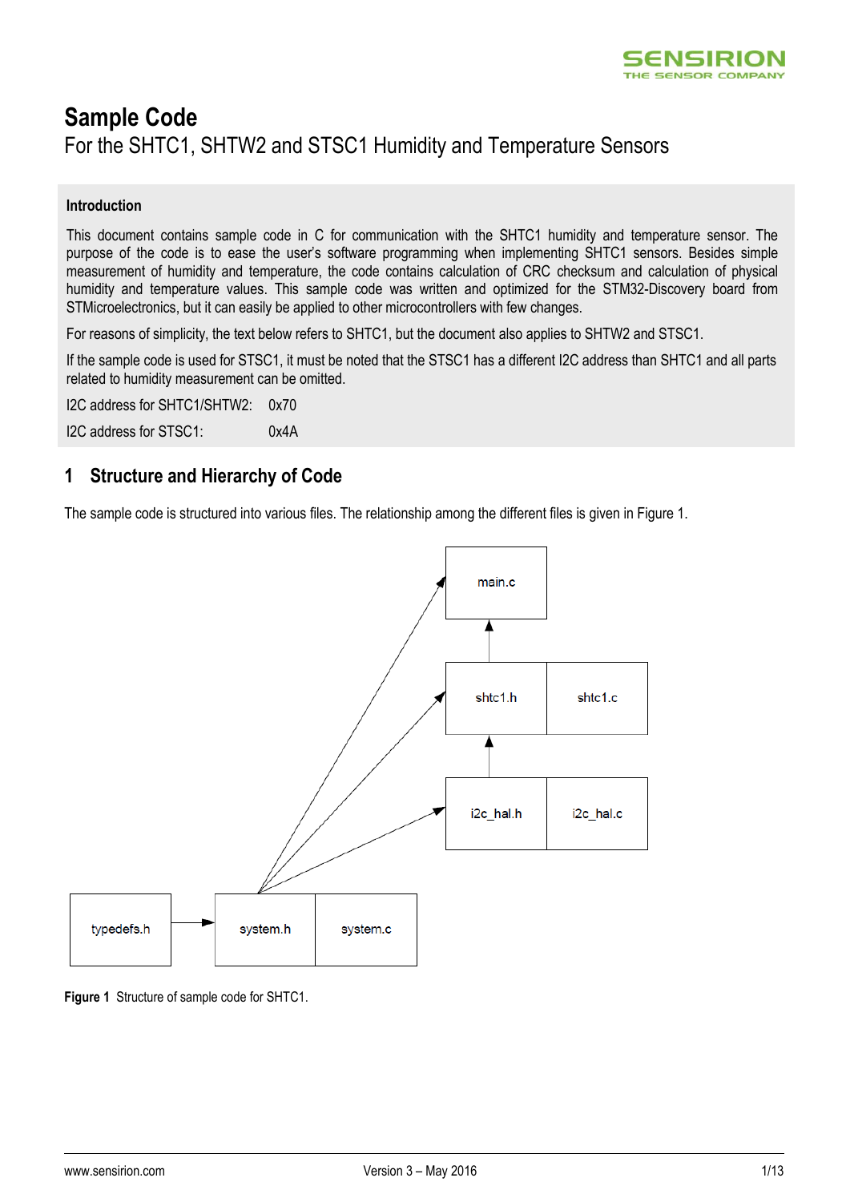# Sample Code

For the SHTC1, SHTW2 and STSC1 Humidity and Temperature Sensors

**Introduction**

This document contains sample code in C for communication with the SHTC1 humidity and temperature sensor. The purpose of the code is to ease the user's software programming when implementing SHTC1 sensors. Besides simple measurement of humidity and temperature, the code contains calculation of CRC checksum and calculation of physical humidity and temperature values. This sample code was written and optimized for the STM32-Discovery board from STMicroelectronics, but it can easily be applied to other microcontrollers with few changes.

For reasons of simplicity, the text below refers to SHTC1, but the document also applies to SHTW2 and STSC1.

If the sample code is used for STSC1, it must be noted that the STSC1 has a different I2C address than SHTC1 and all parts related to humidity measurement can be omitted.

I2C address for SHTC1/SHTW2: 0x70

I2C address for STSC1: 0x4A

## 1 Structure and Hierarchy of Code

The sample code is structured into various files. The relationship among the different files is given in Figure 1.

main.c

shtc1.h | shtc1.c

i2c_hal.h | i2c_hal.c

typedefs.h → system.h | system.c

**Figure 1** Structure of sample code for SHTC1.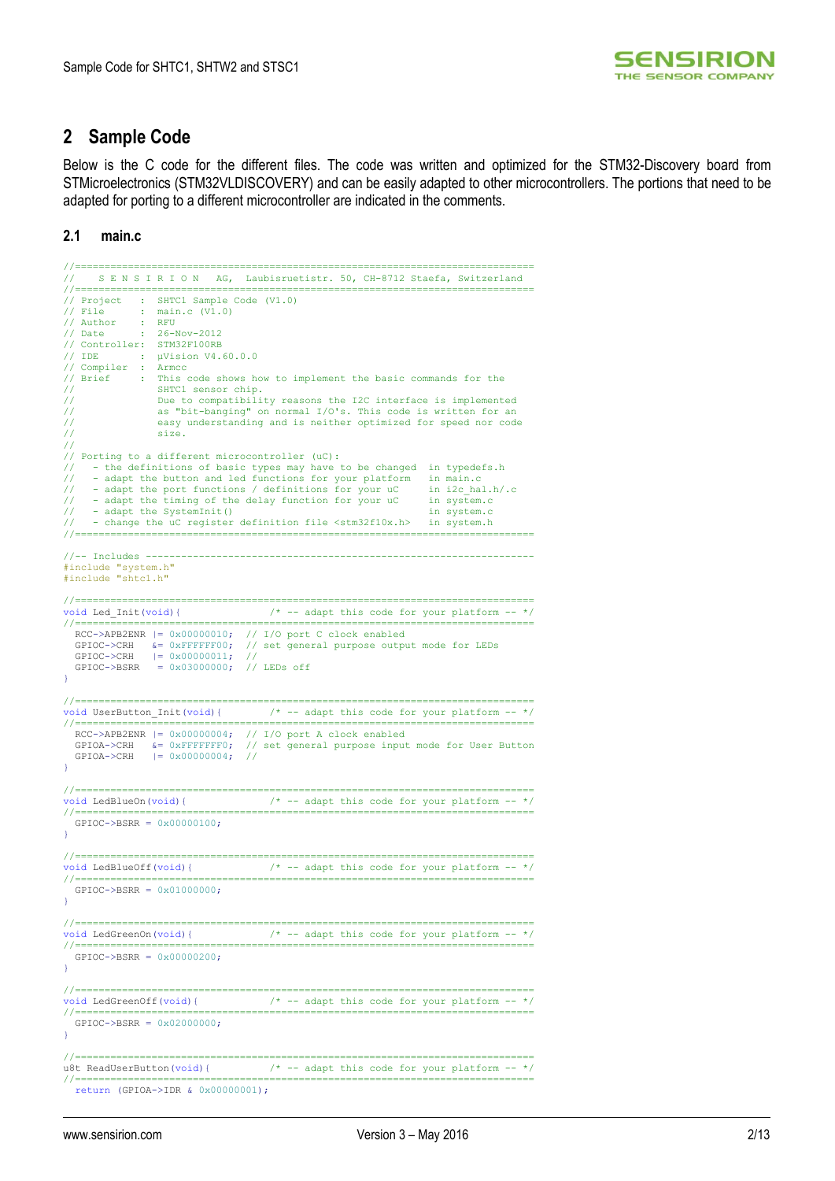## 2 Sample Code

Below is the C code for the different files. The code was written and optimized for the STM32-Discovery board from STMicroelectronics (STM32VLDISCOVERY) and can be easily adapted to other microcontrollers. The portions that need to be adapted for porting to a different microcontroller are indicated in the comments.

### 2.1 main.c

```
//=============================================================================
//    S E N S I R I O N   AG,  Laubisruetistr. 50, CH-8712 Staefa, Switzerland
//=============================================================================
// Project   :  SHTC1 Sample Code (V1.0)
// File      :  main.c (V1.0)
// Author    :  RFU
// Date      :  26-Nov-2012
// Controller:  STM32F100RB
// IDE       :  µVision V4.60.0.0
// Compiler  :  Armcc
// Brief     :  This code shows how to implement the basic commands for the
//              SHTC1 sensor chip.
//              Due to compatibility reasons the I2C interface is implemented
//              as "bit-banging" on normal I/O's. This code is written for an
//              easy understanding and is neither optimized for speed nor code
//              size.
//
// Porting to a different microcontroller (uC):
//   - the definitions of basic types may have to be changed  in typedefs.h
//   - adapt the button and led functions for your platform   in main.c
//   - adapt the port functions / definitions for your uC     in i2c_hal.h/.c
//   - adapt the timing of the delay function for your uC     in system.c
//   - adapt the SystemInit()                                 in system.c
//   - change the uC register definition file <stm32f10x.h>   in system.h
//=============================================================================

//-- Includes -----------------------------------------------------------------
#include "system.h"
#include "shtc1.h"

//=============================================================================
void Led_Init(void){                /* -- adapt this code for your platform -- */
//=============================================================================
  RCC->APB2ENR |= 0x00000010;  // I/O port C clock enabled
  GPIOC->CRH   &= 0xFFFFFF00;  // set general purpose output mode for LEDs
  GPIOC->CRH   |= 0x00000011;  //
  GPIOC->BSRR   = 0x03000000;  // LEDs off
}

//=============================================================================
void UserButton_Init(void){         /* -- adapt this code for your platform -- */
//=============================================================================
  RCC->APB2ENR |= 0x00000004;  // I/O port A clock enabled
  GPIOA->CRH   &= 0xFFFFFFF0;  // set general purpose input mode for User Button
  GPIOA->CRH   |= 0x00000004;  //
}

//=============================================================================
void LedBlueOn(void){               /* -- adapt this code for your platform -- */
//=============================================================================
  GPIOC->BSRR = 0x00000100;
}

//=============================================================================
void LedBlueOff(void){              /* -- adapt this code for your platform -- */
//=============================================================================
  GPIOC->BSRR = 0x01000000;
}

//=============================================================================
void LedGreenOn(void){              /* -- adapt this code for your platform -- */
//=============================================================================
  GPIOC->BSRR = 0x00000200;
}

//=============================================================================
void LedGreenOff(void){             /* -- adapt this code for your platform -- */
//=============================================================================
  GPIOC->BSRR = 0x02000000;
}

//=============================================================================
u8t ReadUserButton(void){           /* -- adapt this code for your platform -- */
//=============================================================================
  return (GPIOA->IDR & 0x00000001);
```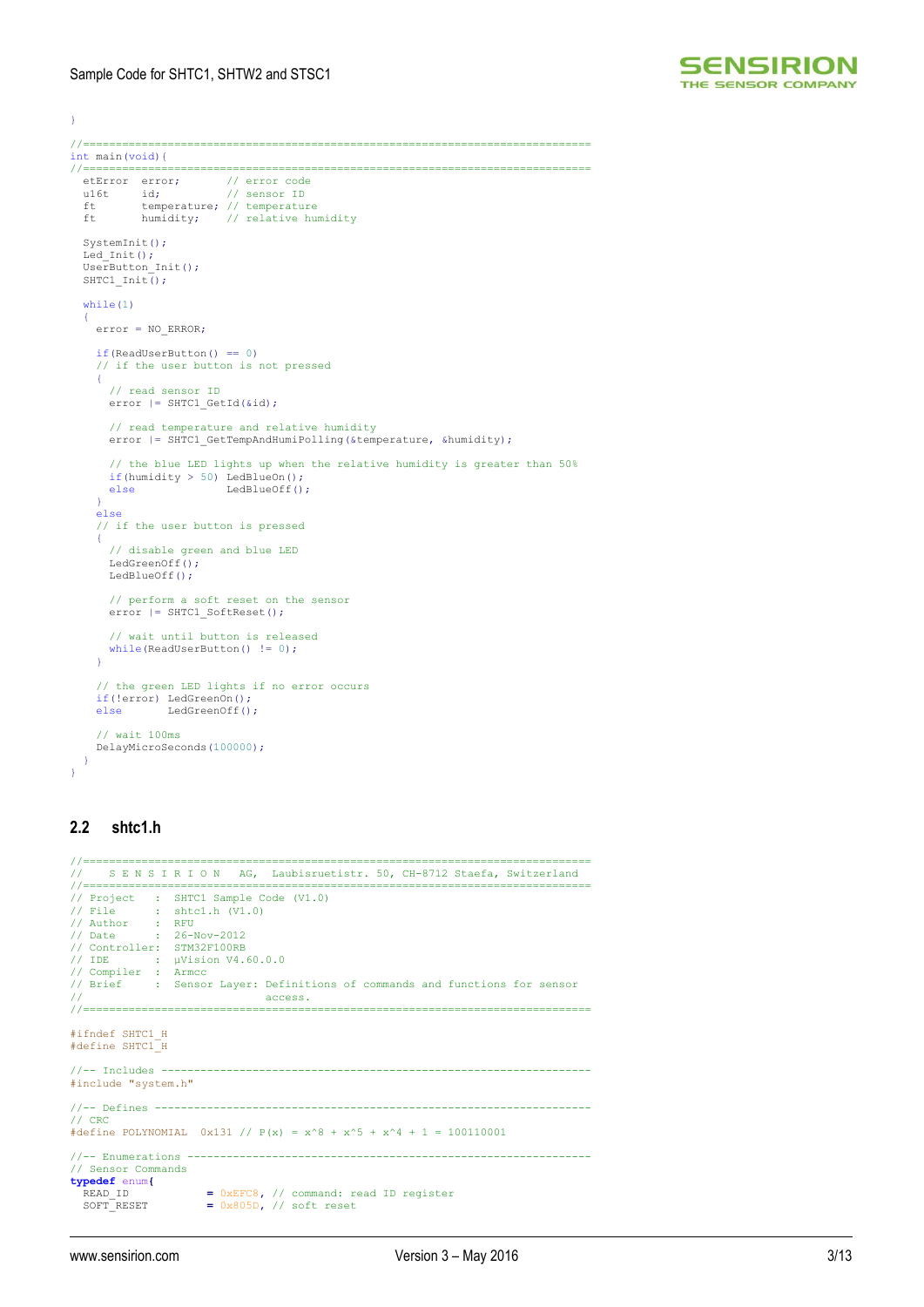```
}

//==============================================================================
int main(void){
//==============================================================================
  etError  error;       // error code
  u16t     id;          // sensor ID
  ft       temperature; // temperature
  ft       humidity;    // relative humidity

  SystemInit();
  Led_Init();
  UserButton_Init();
  SHTC1_Init();

  while(1)
  {
    error = NO_ERROR;

    if(ReadUserButton() == 0)
    // if the user button is not pressed
    {
      // read sensor ID
      error |= SHTC1_GetId(&id);

      // read temperature and relative humidity
      error |= SHTC1_GetTempAndHumiPolling(&temperature, &humidity);

      // the blue LED lights up when the relative humidity is greater than 50%
      if(humidity > 50) LedBlueOn();
      else              LedBlueOff();
    }
    else
    // if the user button is pressed
    {
      // disable green and blue LED
      LedGreenOff();
      LedBlueOff();

      // perform a soft reset on the sensor
      error |= SHTC1_SoftReset();

      // wait until button is released
      while(ReadUserButton() != 0);
    }

    // the green LED lights if no error occurs
    if(!error) LedGreenOn();
    else       LedGreenOff();

    // wait 100ms
    DelayMicroSeconds(100000);
  }
}
```

## 2.2 shtc1.h

```
//==============================================================================
//    S E N S I R I O N   AG,  Laubisruetistr. 50, CH-8712 Staefa, Switzerland
//==============================================================================
// Project   :  SHTC1 Sample Code (V1.0)
// File      :  shtc1.h (V1.0)
// Author    :  RFU
// Date      :  26-Nov-2012
// Controller:  STM32F100RB
// IDE       :  µVision V4.60.0.0
// Compiler  :  Armcc
// Brief     :  Sensor Layer: Definitions of commands and functions for sensor
//                           access.
//==============================================================================

#ifndef SHTC1_H
#define SHTC1_H

//-- Includes ------------------------------------------------------------------
#include "system.h"

//-- Defines -------------------------------------------------------------------
// CRC
#define POLYNOMIAL  0x131 // P(x) = x^8 + x^5 + x^4 + 1 = 100110001

//-- Enumerations --------------------------------------------------------------
// Sensor Commands
typedef enum{
  READ_ID            = 0xEFC8, // command: read ID register
  SOFT_RESET         = 0x805D, // soft reset
```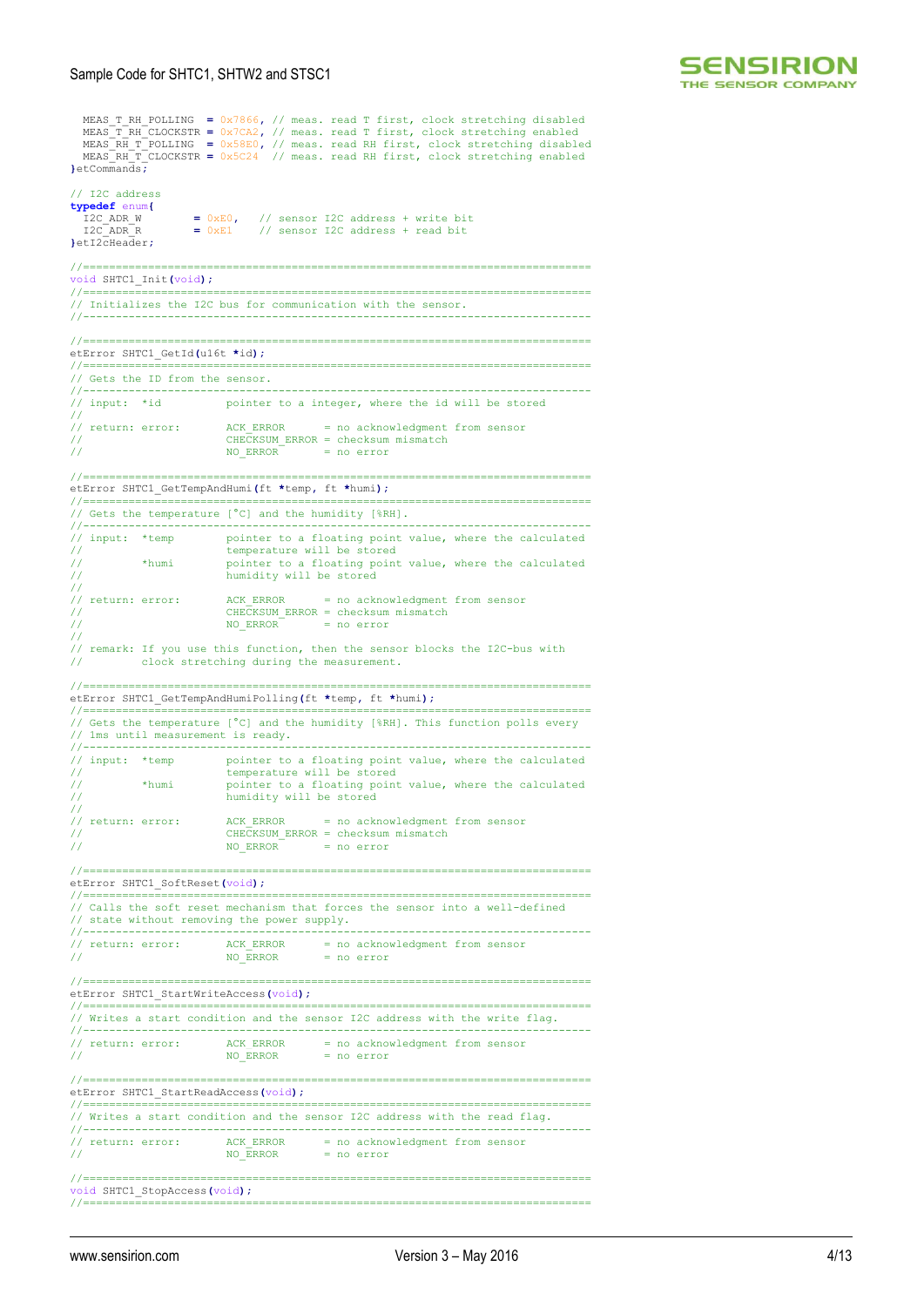```
  MEAS_T_RH_POLLING  = 0x7866, // meas. read T first, clock stretching disabled
  MEAS_T_RH_CLOCKSTR = 0x7CA2, // meas. read T first, clock stretching enabled
  MEAS_RH_T_POLLING  = 0x58E0, // meas. read RH first, clock stretching disabled
  MEAS_RH_T_CLOCKSTR = 0x5C24  // meas. read RH first, clock stretching enabled
}etCommands;

// I2C address
typedef enum{
  I2C_ADR_W          = 0xE0,   // sensor I2C address + write bit
  I2C_ADR_R          = 0xE1    // sensor I2C address + read bit
}etI2cHeader;

//==============================================================================
void SHTC1_Init(void);
//==============================================================================
// Initializes the I2C bus for communication with the sensor.
//------------------------------------------------------------------------------

//==============================================================================
etError SHTC1_GetId(u16t *id);
//==============================================================================
// Gets the ID from the sensor.
//------------------------------------------------------------------------------
// input:  *id          pointer to a integer, where the id will be stored
//
// return: error:       ACK_ERROR      = no acknowledgment from sensor
//                      CHECKSUM_ERROR = checksum mismatch
//                      NO_ERROR       = no error

//==============================================================================
etError SHTC1_GetTempAndHumi(ft *temp, ft *humi);
//==============================================================================
// Gets the temperature [°C] and the humidity [%RH].
//------------------------------------------------------------------------------
// input:  *temp        pointer to a floating point value, where the calculated
//                      temperature will be stored
//         *humi        pointer to a floating point value, where the calculated
//                      humidity will be stored
//
// return: error:       ACK_ERROR      = no acknowledgment from sensor
//                      CHECKSUM_ERROR = checksum mismatch
//                      NO_ERROR       = no error
//
// remark: If you use this function, then the sensor blocks the I2C-bus with
//         clock stretching during the measurement.

//==============================================================================
etError SHTC1_GetTempAndHumiPolling(ft *temp, ft *humi);
//==============================================================================
// Gets the temperature [°C] and the humidity [%RH]. This function polls every
// 1ms until measurement is ready.
//------------------------------------------------------------------------------
// input:  *temp        pointer to a floating point value, where the calculated
//                      temperature will be stored
//         *humi        pointer to a floating point value, where the calculated
//                      humidity will be stored
//
// return: error:       ACK_ERROR      = no acknowledgment from sensor
//                      CHECKSUM_ERROR = checksum mismatch
//                      NO_ERROR       = no error

//==============================================================================
etError SHTC1_SoftReset(void);
//==============================================================================
// Calls the soft reset mechanism that forces the sensor into a well-defined
// state without removing the power supply.
//------------------------------------------------------------------------------
// return: error:       ACK_ERROR      = no acknowledgment from sensor
//                      NO_ERROR       = no error

//==============================================================================
etError SHTC1_StartWriteAccess(void);
//==============================================================================
// Writes a start condition and the sensor I2C address with the write flag.
//------------------------------------------------------------------------------
// return: error:       ACK_ERROR      = no acknowledgment from sensor
//                      NO_ERROR       = no error

//==============================================================================
etError SHTC1_StartReadAccess(void);
//==============================================================================
// Writes a start condition and the sensor I2C address with the read flag.
//------------------------------------------------------------------------------
// return: error:       ACK_ERROR      = no acknowledgment from sensor
//                      NO_ERROR       = no error

//==============================================================================
void SHTC1_StopAccess(void);
//==============================================================================
```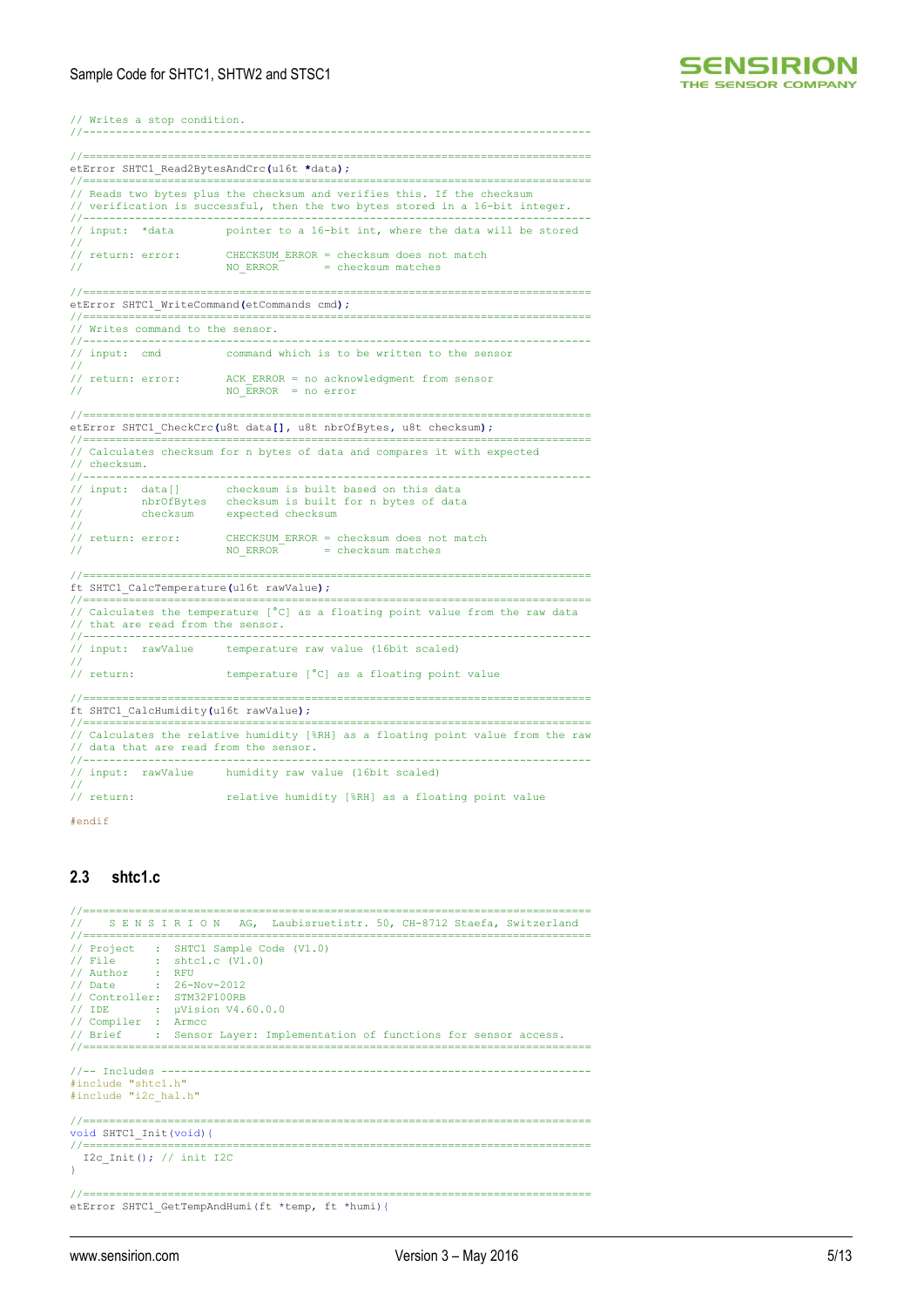```
// Writes a stop condition.
//-----------------------------------------------------------------------------

//=============================================================================
etError SHTC1_Read2BytesAndCrc(u16t *data);
//=============================================================================
// Reads two bytes plus the checksum and verifies this. If the checksum
// verification is successful, then the two bytes stored in a 16-bit integer.
//-----------------------------------------------------------------------------
// input:  *data        pointer to a 16-bit int, where the data will be stored
//
// return: error:       CHECKSUM_ERROR = checksum does not match
//                      NO_ERROR       = checksum matches

//=============================================================================
etError SHTC1_WriteCommand(etCommands cmd);
//=============================================================================
// Writes command to the sensor.
//-----------------------------------------------------------------------------
// input:  cmd          command which is to be written to the sensor
//
// return: error:       ACK_ERROR = no acknowledgment from sensor
//                      NO_ERROR  = no error

//=============================================================================
etError SHTC1_CheckCrc(u8t data[], u8t nbrOfBytes, u8t checksum);
//=============================================================================
// Calculates checksum for n bytes of data and compares it with expected
// checksum.
//-----------------------------------------------------------------------------
// input:  data[]       checksum is built based on this data
//         nbrOfBytes   checksum is built for n bytes of data
//         checksum     expected checksum
//
// return: error:       CHECKSUM_ERROR = checksum does not match
//                      NO_ERROR       = checksum matches

//=============================================================================
ft SHTC1_CalcTemperature(u16t rawValue);
//=============================================================================
// Calculates the temperature [°C] as a floating point value from the raw data
// that are read from the sensor.
//-----------------------------------------------------------------------------
// input:  rawValue     temperature raw value (16bit scaled)
//
// return:              temperature [°C] as a floating point value

//=============================================================================
ft SHTC1_CalcHumidity(u16t rawValue);
//=============================================================================
// Calculates the relative humidity [%RH] as a floating point value from the raw
// data that are read from the sensor.
//-----------------------------------------------------------------------------
// input:  rawValue     humidity raw value (16bit scaled)
//
// return:              relative humidity [%RH] as a floating point value

#endif
```

## 2.3 shtc1.c

```
//=============================================================================
//    S E N S I R I O N   AG,  Laubisruetistr. 50, CH-8712 Staefa, Switzerland
//=============================================================================
// Project   :  SHTC1 Sample Code (V1.0)
// File      :  shtc1.c (V1.0)
// Author    :  RFU
// Date      :  26-Nov-2012
// Controller:  STM32F100RB
// IDE       :  µVision V4.60.0.0
// Compiler  :  Armcc
// Brief     :  Sensor Layer: Implementation of functions for sensor access.
//=============================================================================

//-- Includes -----------------------------------------------------------------
#include "shtc1.h"
#include "i2c_hal.h"

//=============================================================================
void SHTC1_Init(void){
//=============================================================================
  I2c_Init(); // init I2C
}

//=============================================================================
etError SHTC1_GetTempAndHumi(ft *temp, ft *humi){
```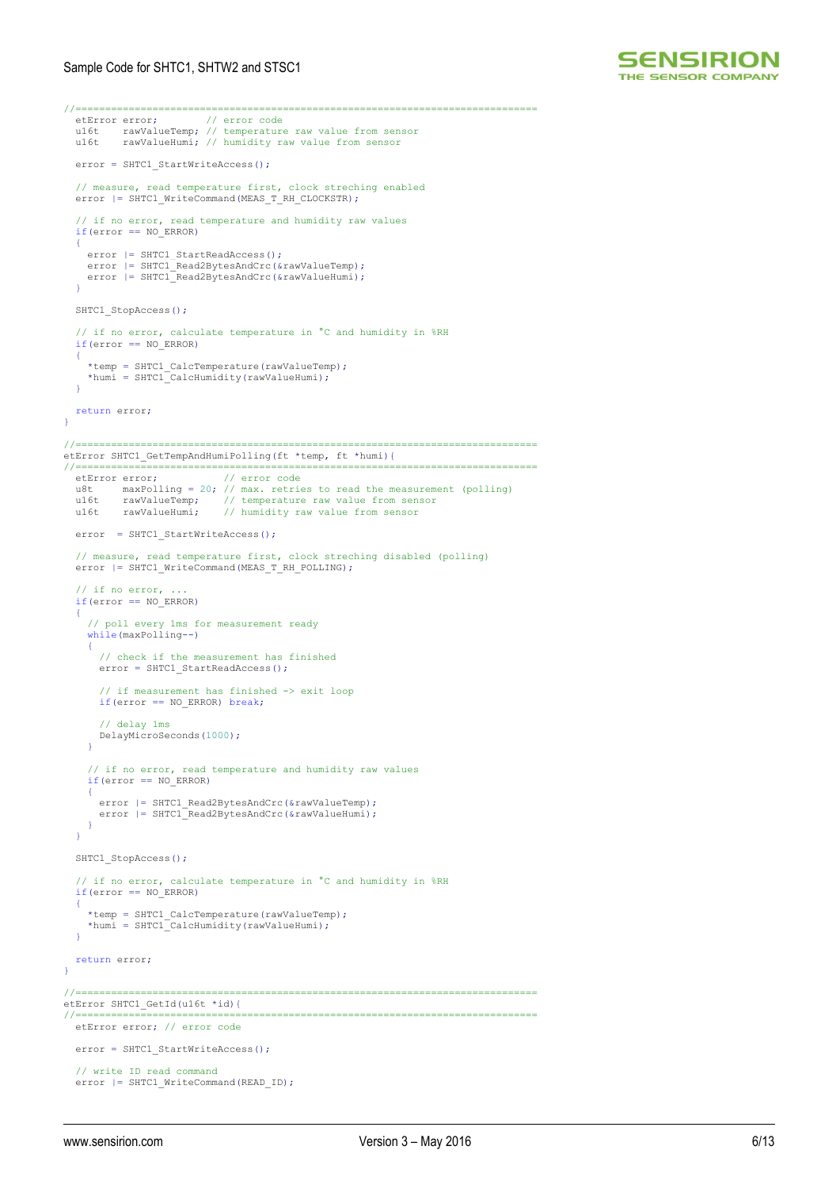```
//==============================================================================
  etError error;        // error code
  u16t    rawValueTemp; // temperature raw value from sensor
  u16t    rawValueHumi; // humidity raw value from sensor

  error = SHTC1_StartWriteAccess();

  // measure, read temperature first, clock streching enabled
  error |= SHTC1_WriteCommand(MEAS_T_RH_CLOCKSTR);

  // if no error, read temperature and humidity raw values
  if(error == NO_ERROR)
  {
    error |= SHTC1_StartReadAccess();
    error |= SHTC1_Read2BytesAndCrc(&rawValueTemp);
    error |= SHTC1_Read2BytesAndCrc(&rawValueHumi);
  }

  SHTC1_StopAccess();

  // if no error, calculate temperature in °C and humidity in %RH
  if(error == NO_ERROR)
  {
    *temp = SHTC1_CalcTemperature(rawValueTemp);
    *humi = SHTC1_CalcHumidity(rawValueHumi);
  }

  return error;
}

//==============================================================================
etError SHTC1_GetTempAndHumiPolling(ft *temp, ft *humi){
//==============================================================================
  etError error;           // error code
  u8t     maxPolling = 20; // max. retries to read the measurement (polling)
  u16t    rawValueTemp;    // temperature raw value from sensor
  u16t    rawValueHumi;    // humidity raw value from sensor

  error  = SHTC1_StartWriteAccess();

  // measure, read temperature first, clock streching disabled (polling)
  error |= SHTC1_WriteCommand(MEAS_T_RH_POLLING);

  // if no error, ...
  if(error == NO_ERROR)
  {
    // poll every 1ms for measurement ready
    while(maxPolling--)
    {
      // check if the measurement has finished
      error = SHTC1_StartReadAccess();

      // if measurement has finished -> exit loop
      if(error == NO_ERROR) break;

      // delay 1ms
      DelayMicroSeconds(1000);
    }

    // if no error, read temperature and humidity raw values
    if(error == NO_ERROR)
    {
      error |= SHTC1_Read2BytesAndCrc(&rawValueTemp);
      error |= SHTC1_Read2BytesAndCrc(&rawValueHumi);
    }
  }

  SHTC1_StopAccess();

  // if no error, calculate temperature in °C and humidity in %RH
  if(error == NO_ERROR)
  {
    *temp = SHTC1_CalcTemperature(rawValueTemp);
    *humi = SHTC1_CalcHumidity(rawValueHumi);
  }

  return error;
}

//==============================================================================
etError SHTC1_GetId(u16t *id){
//==============================================================================
  etError error; // error code

  error = SHTC1_StartWriteAccess();

  // write ID read command
  error |= SHTC1_WriteCommand(READ_ID);
```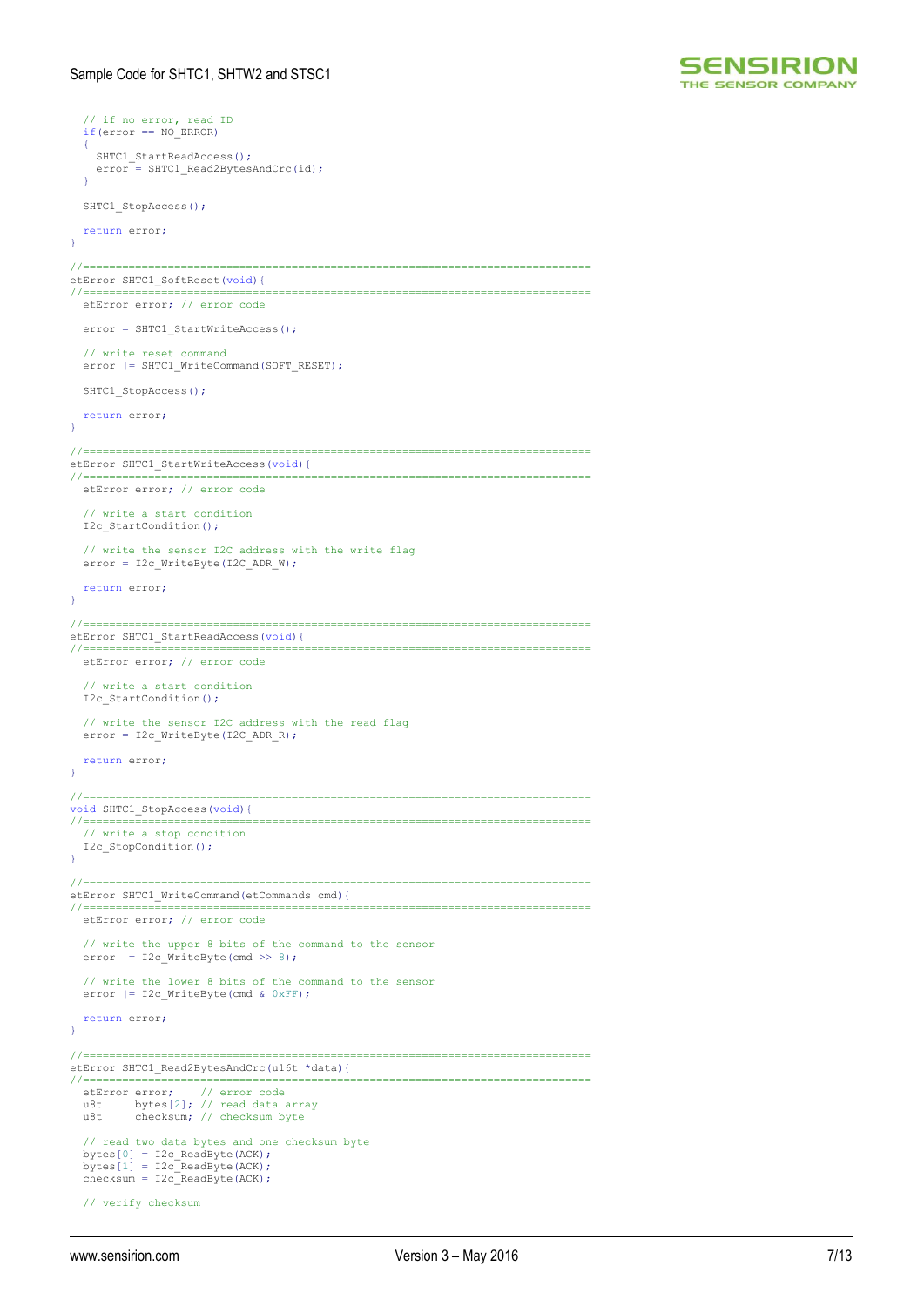```
  // if no error, read ID
  if(error == NO_ERROR)
  {
    SHTC1_StartReadAccess();
    error = SHTC1_Read2BytesAndCrc(id);
  }

  SHTC1_StopAccess();

  return error;
}

//==============================================================================
etError SHTC1_SoftReset(void){
//==============================================================================
  etError error; // error code

  error = SHTC1_StartWriteAccess();

  // write reset command
  error |= SHTC1_WriteCommand(SOFT_RESET);

  SHTC1_StopAccess();

  return error;
}

//==============================================================================
etError SHTC1_StartWriteAccess(void){
//==============================================================================
  etError error; // error code

  // write a start condition
  I2c_StartCondition();

  // write the sensor I2C address with the write flag
  error = I2c_WriteByte(I2C_ADR_W);

  return error;
}

//==============================================================================
etError SHTC1_StartReadAccess(void){
//==============================================================================
  etError error; // error code

  // write a start condition
  I2c_StartCondition();

  // write the sensor I2C address with the read flag
  error = I2c_WriteByte(I2C_ADR_R);

  return error;
}

//==============================================================================
void SHTC1_StopAccess(void){
//==============================================================================
  // write a stop condition
  I2c_StopCondition();
}

//==============================================================================
etError SHTC1_WriteCommand(etCommands cmd){
//==============================================================================
  etError error; // error code

  // write the upper 8 bits of the command to the sensor
  error  = I2c_WriteByte(cmd >> 8);

  // write the lower 8 bits of the command to the sensor
  error |= I2c_WriteByte(cmd & 0xFF);

  return error;
}

//==============================================================================
etError SHTC1_Read2BytesAndCrc(u16t *data){
//==============================================================================
  etError error;    // error code
  u8t     bytes[2]; // read data array
  u8t     checksum; // checksum byte

  // read two data bytes and one checksum byte
  bytes[0] = I2c_ReadByte(ACK);
  bytes[1] = I2c_ReadByte(ACK);
  checksum = I2c_ReadByte(ACK);

  // verify checksum
```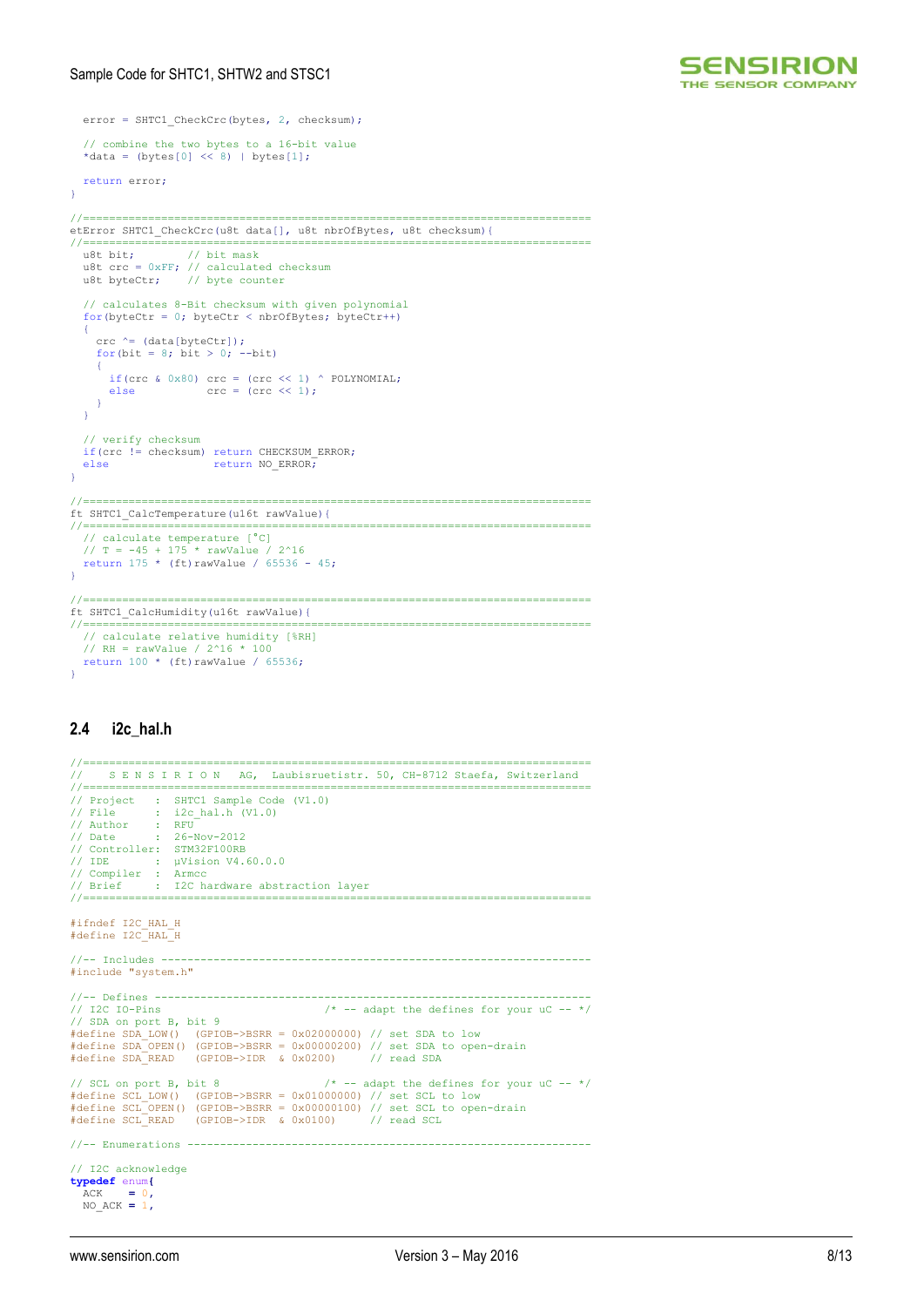```
  error = SHTC1_CheckCrc(bytes, 2, checksum);

  // combine the two bytes to a 16-bit value
  *data = (bytes[0] << 8) | bytes[1];

  return error;
}

//==============================================================================
etError SHTC1_CheckCrc(u8t data[], u8t nbrOfBytes, u8t checksum){
//==============================================================================
  u8t bit;        // bit mask
  u8t crc = 0xFF; // calculated checksum
  u8t byteCtr;    // byte counter

  // calculates 8-Bit checksum with given polynomial
  for(byteCtr = 0; byteCtr < nbrOfBytes; byteCtr++)
  {
    crc ^= (data[byteCtr]);
    for(bit = 8; bit > 0; --bit)
    {
      if(crc & 0x80) crc = (crc << 1) ^ POLYNOMIAL;
      else           crc = (crc << 1);
    }
  }

  // verify checksum
  if(crc != checksum) return CHECKSUM_ERROR;
  else                return NO_ERROR;
}

//==============================================================================
ft SHTC1_CalcTemperature(u16t rawValue){
//==============================================================================
  // calculate temperature [°C]
  // T = -45 + 175 * rawValue / 2^16
  return 175 * (ft)rawValue / 65536 - 45;
}

//==============================================================================
ft SHTC1_CalcHumidity(u16t rawValue){
//==============================================================================
  // calculate relative humidity [%RH]
  // RH = rawValue / 2^16 * 100
  return 100 * (ft)rawValue / 65536;
}
```

## 2.4 i2c_hal.h

```
//==============================================================================
//    S E N S I R I O N   AG,  Laubisruetistr. 50, CH-8712 Staefa, Switzerland
//==============================================================================
// Project   :  SHTC1 Sample Code (V1.0)
// File      :  i2c_hal.h (V1.0)
// Author    :  RFU
// Date      :  26-Nov-2012
// Controller:  STM32F100RB
// IDE       :  µVision V4.60.0.0
// Compiler  :  Armcc
// Brief     :  I2C hardware abstraction layer
//==============================================================================

#ifndef I2C_HAL_H
#define I2C_HAL_H

//-- Includes ------------------------------------------------------------------
#include "system.h"

//-- Defines -------------------------------------------------------------------
// I2C IO-Pins                         /* -- adapt the defines for your uC -- */
// SDA on port B, bit 9
#define SDA_LOW()  (GPIOB->BSRR = 0x02000000) // set SDA to low
#define SDA_OPEN() (GPIOB->BSRR = 0x00000200) // set SDA to open-drain
#define SDA_READ   (GPIOB->IDR  & 0x0200)     // read SDA

// SCL on port B, bit 8                /* -- adapt the defines for your uC -- */
#define SCL_LOW()  (GPIOB->BSRR = 0x01000000) // set SCL to low
#define SCL_OPEN() (GPIOB->BSRR = 0x00000100) // set SCL to open-drain
#define SCL_READ   (GPIOB->IDR  & 0x0100)     // read SCL

//-- Enumerations --------------------------------------------------------------

// I2C acknowledge
typedef enum{
  ACK    = 0,
  NO_ACK = 1,
```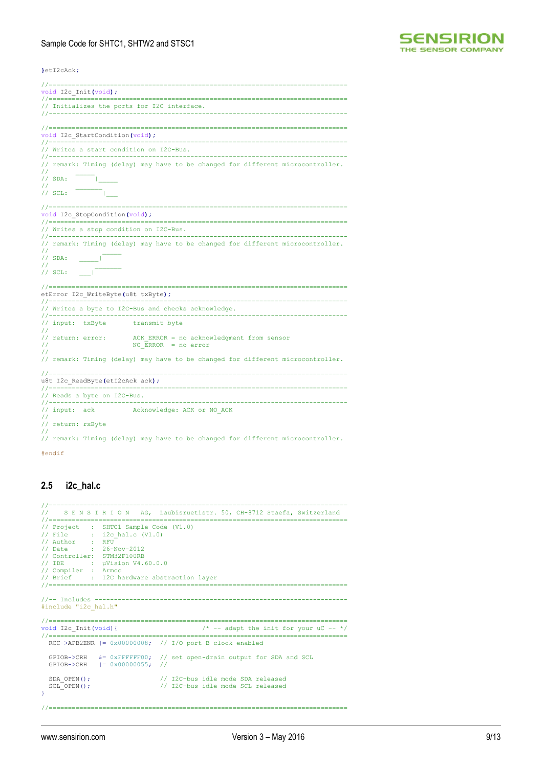```
}etI2cAck;

//==============================================================================
void I2c_Init(void);
//==============================================================================
// Initializes the ports for I2C interface.
//------------------------------------------------------------------------------

//==============================================================================
void I2c_StartCondition(void);
//==============================================================================
// Writes a start condition on I2C-Bus.
//------------------------------------------------------------------------------
// remark: Timing (delay) may have to be changed for different microcontroller.
//       _____
// SDA:       |_____
//       _______
// SCL:         |___

//==============================================================================
void I2c_StopCondition(void);
//==============================================================================
// Writes a stop condition on I2C-Bus.
//------------------------------------------------------------------------------
// remark: Timing (delay) may have to be changed for different microcontroller.
//              _____
// SDA:   _____|
//            _______
// SCL:   ___|

//==============================================================================
etError I2c_WriteByte(u8t txByte);
//==============================================================================
// Writes a byte to I2C-Bus and checks acknowledge.
//------------------------------------------------------------------------------
// input:  txByte       transmit byte
//
// return: error:       ACK_ERROR = no acknowledgment from sensor
//                      NO_ERROR  = no error
//
// remark: Timing (delay) may have to be changed for different microcontroller.

//==============================================================================
u8t I2c_ReadByte(etI2cAck ack);
//==============================================================================
// Reads a byte on I2C-Bus.
//------------------------------------------------------------------------------
// input:  ack          Acknowledge: ACK or NO_ACK
//
// return: rxByte
//
// remark: Timing (delay) may have to be changed for different microcontroller.

#endif
```

## 2.5 i2c_hal.c

```
//==============================================================================
//    S E N S I R I O N   AG,  Laubisruetistr. 50, CH-8712 Staefa, Switzerland
//==============================================================================
// Project   :  SHTC1 Sample Code (V1.0)
// File      :  i2c_hal.c (V1.0)
// Author    :  RFU
// Date      :  26-Nov-2012
// Controller:  STM32F100RB
// IDE       :  µVision V4.60.0.0
// Compiler  :  Armcc
// Brief     :  I2C hardware abstraction layer
//==============================================================================

//-- Includes ------------------------------------------------------------------
#include "i2c_hal.h"

//==============================================================================
void I2c_Init(void){                      /* -- adapt the init for your uC -- */
//==============================================================================
  RCC->APB2ENR |= 0x00000008;  // I/O port B clock enabled

  GPIOB->CRH   &= 0xFFFFFF00;  // set open-drain output for SDA and SCL
  GPIOB->CRH   |= 0x00000055;  //

  SDA_OPEN();                  // I2C-bus idle mode SDA released
  SCL_OPEN();                  // I2C-bus idle mode SCL released
}

//==============================================================================
```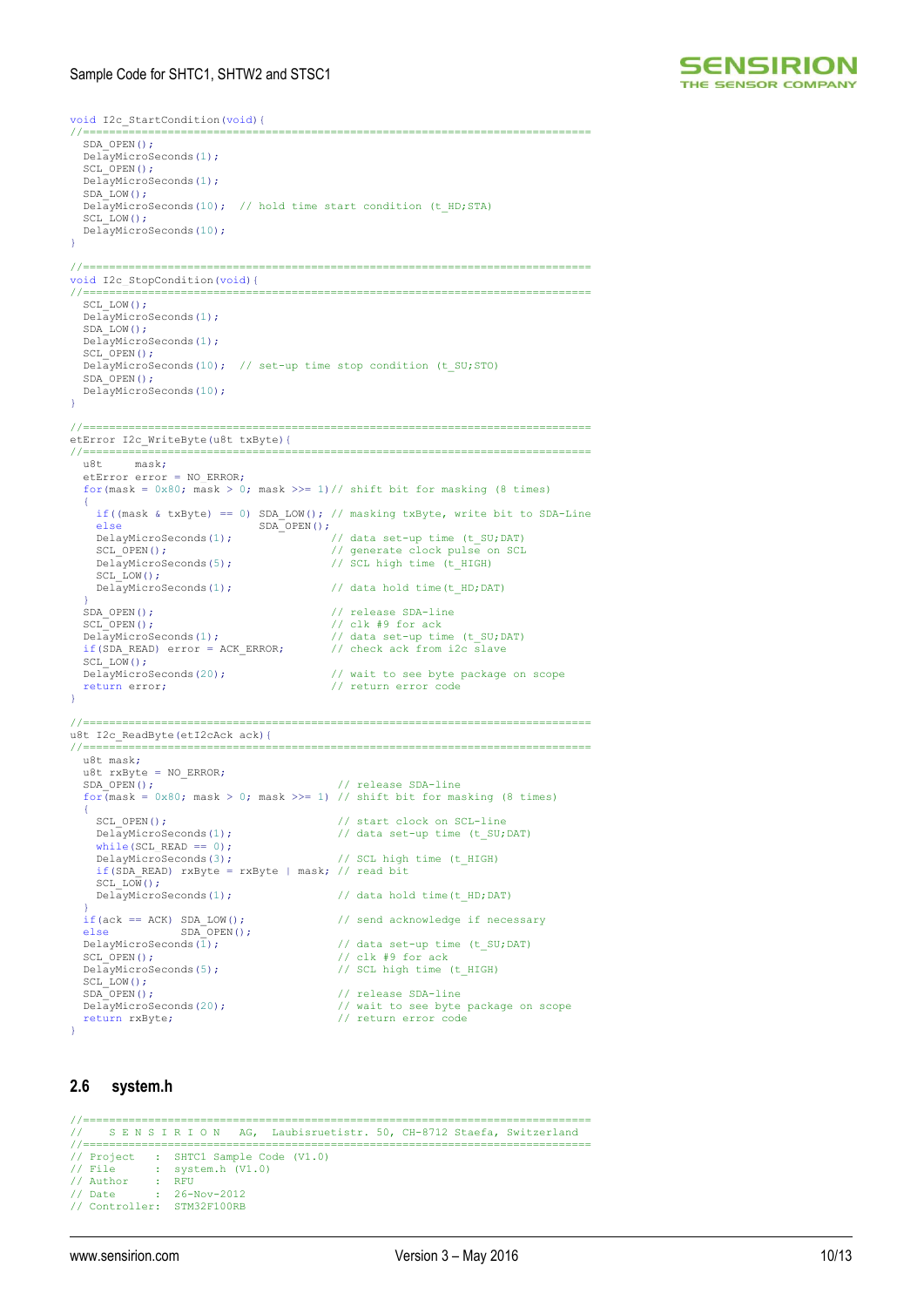```
void I2c_StartCondition(void){
//==============================================================================
  SDA_OPEN();
  DelayMicroSeconds(1);
  SCL_OPEN();
  DelayMicroSeconds(1);
  SDA_LOW();
  DelayMicroSeconds(10);  // hold time start condition (t_HD;STA)
  SCL_LOW();
  DelayMicroSeconds(10);
}

//==============================================================================
void I2c_StopCondition(void){
//==============================================================================
  SCL_LOW();
  DelayMicroSeconds(1);
  SDA_LOW();
  DelayMicroSeconds(1);
  SCL_OPEN();
  DelayMicroSeconds(10);  // set-up time stop condition (t_SU;STO)
  SDA_OPEN();
  DelayMicroSeconds(10);
}

//==============================================================================
etError I2c_WriteByte(u8t txByte){
//==============================================================================
  u8t     mask;
  etError error = NO_ERROR;
  for(mask = 0x80; mask > 0; mask >>= 1)// shift bit for masking (8 times)
  {
    if((mask & txByte) == 0) SDA_LOW(); // masking txByte, write bit to SDA-Line
    else                     SDA_OPEN();
    DelayMicroSeconds(1);               // data set-up time (t_SU;DAT)
    SCL_OPEN();                         // generate clock pulse on SCL
    DelayMicroSeconds(5);               // SCL high time (t_HIGH)
    SCL_LOW();
    DelayMicroSeconds(1);               // data hold time(t_HD;DAT)
  }
  SDA_OPEN();                           // release SDA-line
  SCL_OPEN();                           // clk #9 for ack
  DelayMicroSeconds(1);                 // data set-up time (t_SU;DAT)
  if(SDA_READ) error = ACK_ERROR;       // check ack from i2c slave
  SCL_LOW();
  DelayMicroSeconds(20);                // wait to see byte package on scope
  return error;                         // return error code
}

//==============================================================================
u8t I2c_ReadByte(etI2cAck ack){
//==============================================================================
  u8t mask;
  u8t rxByte = NO_ERROR;
  SDA_OPEN();                            // release SDA-line
  for(mask = 0x80; mask > 0; mask >>= 1) // shift bit for masking (8 times)
  {
    SCL_OPEN();                          // start clock on SCL-line
    DelayMicroSeconds(1);                // data set-up time (t_SU;DAT)
    while(SCL_READ == 0);
    DelayMicroSeconds(3);                // SCL high time (t_HIGH)
    if(SDA_READ) rxByte = rxByte | mask; // read bit
    SCL_LOW();
    DelayMicroSeconds(1);                // data hold time(t_HD;DAT)
  }
  if(ack == ACK) SDA_LOW();              // send acknowledge if necessary
  else           SDA_OPEN();
  DelayMicroSeconds(1);                  // data set-up time (t_SU;DAT)
  SCL_OPEN();                            // clk #9 for ack
  DelayMicroSeconds(5);                  // SCL high time (t_HIGH)
  SCL_LOW();
  SDA_OPEN();                            // release SDA-line
  DelayMicroSeconds(20);                 // wait to see byte package on scope
  return rxByte;                         // return error code
}
```

## 2.6 system.h

```
//==============================================================================
//    S E N S I R I O N   AG,  Laubisruetistr. 50, CH-8712 Staefa, Switzerland
//==============================================================================
// Project   :  SHTC1 Sample Code (V1.0)
// File      :  system.h (V1.0)
// Author    :  RFU
// Date      :  26-Nov-2012
// Controller:  STM32F100RB
```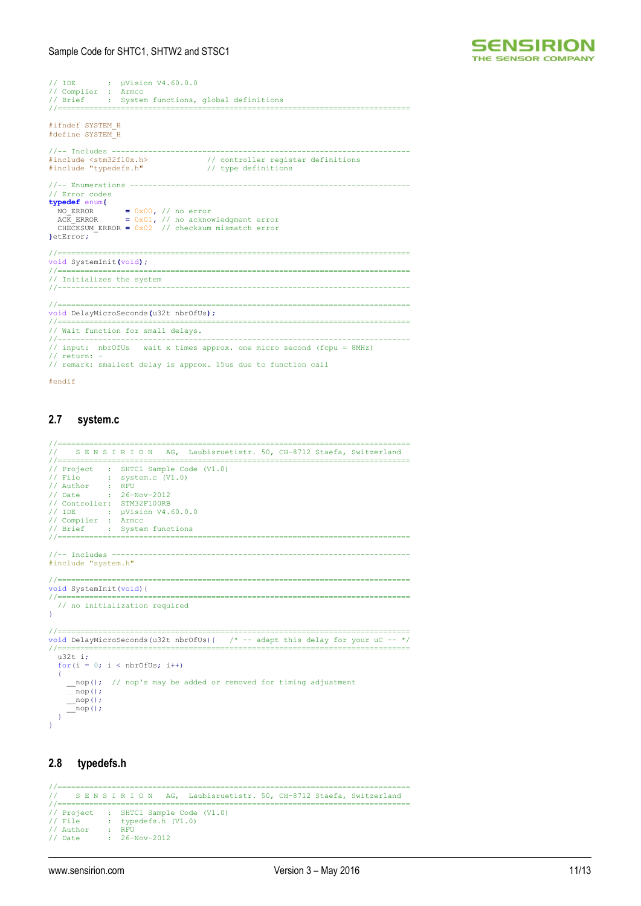```
// IDE       :  µVision V4.60.0.0
// Compiler  :  Armcc
// Brief     :  System functions, global definitions
//==============================================================================

#ifndef SYSTEM_H
#define SYSTEM_H

//-- Includes ------------------------------------------------------------------
#include <stm32f10x.h>              // controller register definitions
#include "typedefs.h"               // type definitions

//-- Enumerations --------------------------------------------------------------
// Error codes
typedef enum{
  NO_ERROR       = 0x00, // no error
  ACK_ERROR      = 0x01, // no acknowledgment error
  CHECKSUM_ERROR = 0x02  // checksum mismatch error
}etError;

//==============================================================================
void SystemInit(void);
//==============================================================================
// Initializes the system
//------------------------------------------------------------------------------

//==============================================================================
void DelayMicroSeconds(u32t nbrOfUs);
//==============================================================================
// Wait function for small delays.
//------------------------------------------------------------------------------
// input:  nbrOfUs   wait x times approx. one micro second (fcpu = 8MHz)
// return: -
// remark: smallest delay is approx. 15us due to function call

#endif
```

## 2.7 system.c

```
//==============================================================================
//    S E N S I R I O N   AG,  Laubisruetistr. 50, CH-8712 Staefa, Switzerland
//==============================================================================
// Project   :  SHTC1 Sample Code (V1.0)
// File      :  system.c (V1.0)
// Author    :  RFU
// Date      :  26-Nov-2012
// Controller:  STM32F100RB
// IDE       :  µVision V4.60.0.0
// Compiler  :  Armcc
// Brief     :  System functions
//==============================================================================

//-- Includes ------------------------------------------------------------------
#include "system.h"

//==============================================================================
void SystemInit(void){
//==============================================================================
  // no initialization required
}

//==============================================================================
void DelayMicroSeconds(u32t nbrOfUs){   /* -- adapt this delay for your uC -- */
//==============================================================================
  u32t i;
  for(i = 0; i < nbrOfUs; i++)
  {
    __nop();  // nop's may be added or removed for timing adjustment
    __nop();
    __nop();
    __nop();
  }
}
```

## 2.8 typedefs.h

```
//==============================================================================
//    S E N S I R I O N   AG,  Laubisruetistr. 50, CH-8712 Staefa, Switzerland
//==============================================================================
// Project   :  SHTC1 Sample Code (V1.0)
// File      :  typedefs.h (V1.0)
// Author    :  RFU
// Date      :  26-Nov-2012
```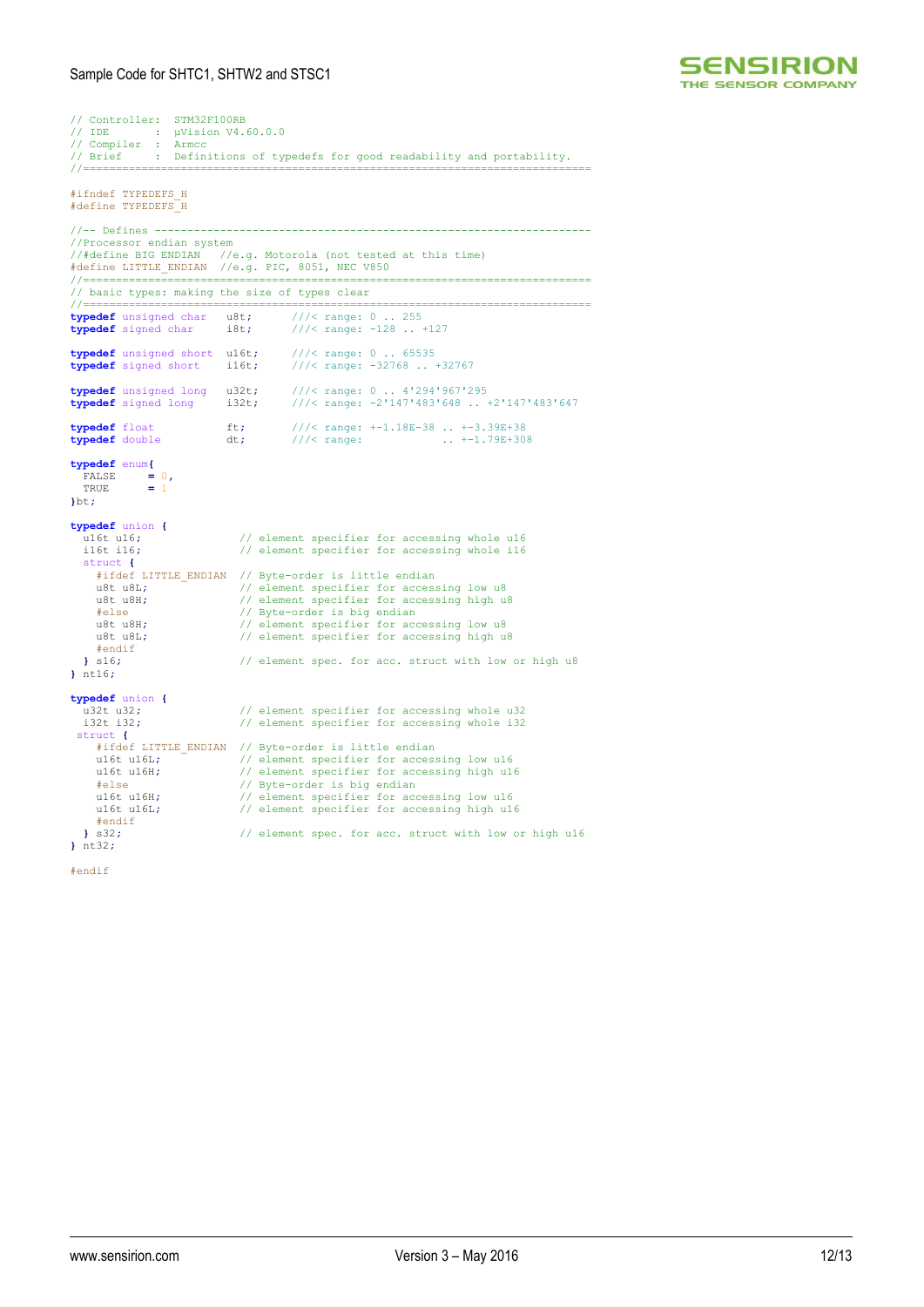```c
// Controller:  STM32F100RB
// IDE       :  µVision V4.60.0.0
// Compiler  :  Armcc
// Brief     :  Definitions of typedefs for good readability and portability.
//==============================================================================

#ifndef TYPEDEFS_H
#define TYPEDEFS_H

//-- Defines -------------------------------------------------------------------
//Processor endian system
//#define BIG ENDIAN   //e.g. Motorola (not tested at this time)
#define LITTLE_ENDIAN  //e.g. PIC, 8051, NEC V850
//==============================================================================
// basic types: making the size of types clear
//==============================================================================
typedef unsigned char   u8t;      ///< range: 0 .. 255
typedef signed char     i8t;      ///< range: -128 .. +127

typedef unsigned short  u16t;     ///< range: 0 .. 65535
typedef signed short    i16t;     ///< range: -32768 .. +32767

typedef unsigned long   u32t;     ///< range: 0 .. 4'294'967'295
typedef signed long     i32t;     ///< range: -2'147'483'648 .. +2'147'483'647

typedef float           ft;       ///< range: +-1.18E-38 .. +-3.39E+38
typedef double          dt;       ///< range:            .. +-1.79E+308

typedef enum{
  FALSE     = 0,
  TRUE      = 1
}bt;

typedef union {
  u16t u16;               // element specifier for accessing whole u16
  i16t i16;               // element specifier for accessing whole i16
  struct {
    #ifdef LITTLE_ENDIAN  // Byte-order is little endian
    u8t u8L;              // element specifier for accessing low u8
    u8t u8H;              // element specifier for accessing high u8
    #else                 // Byte-order is big endian
    u8t u8H;              // element specifier for accessing low u8
    u8t u8L;              // element specifier for accessing high u8
    #endif
  } s16;                  // element spec. for acc. struct with low or high u8
} nt16;

typedef union {
  u32t u32;               // element specifier for accessing whole u32
  i32t i32;               // element specifier for accessing whole i32
 struct {
    #ifdef LITTLE_ENDIAN  // Byte-order is little endian
    u16t u16L;            // element specifier for accessing low u16
    u16t u16H;            // element specifier for accessing high u16
    #else                 // Byte-order is big endian
    u16t u16H;            // element specifier for accessing low u16
    u16t u16L;            // element specifier for accessing high u16
    #endif
  } s32;                  // element spec. for acc. struct with low or high u16
} nt32;

#endif
```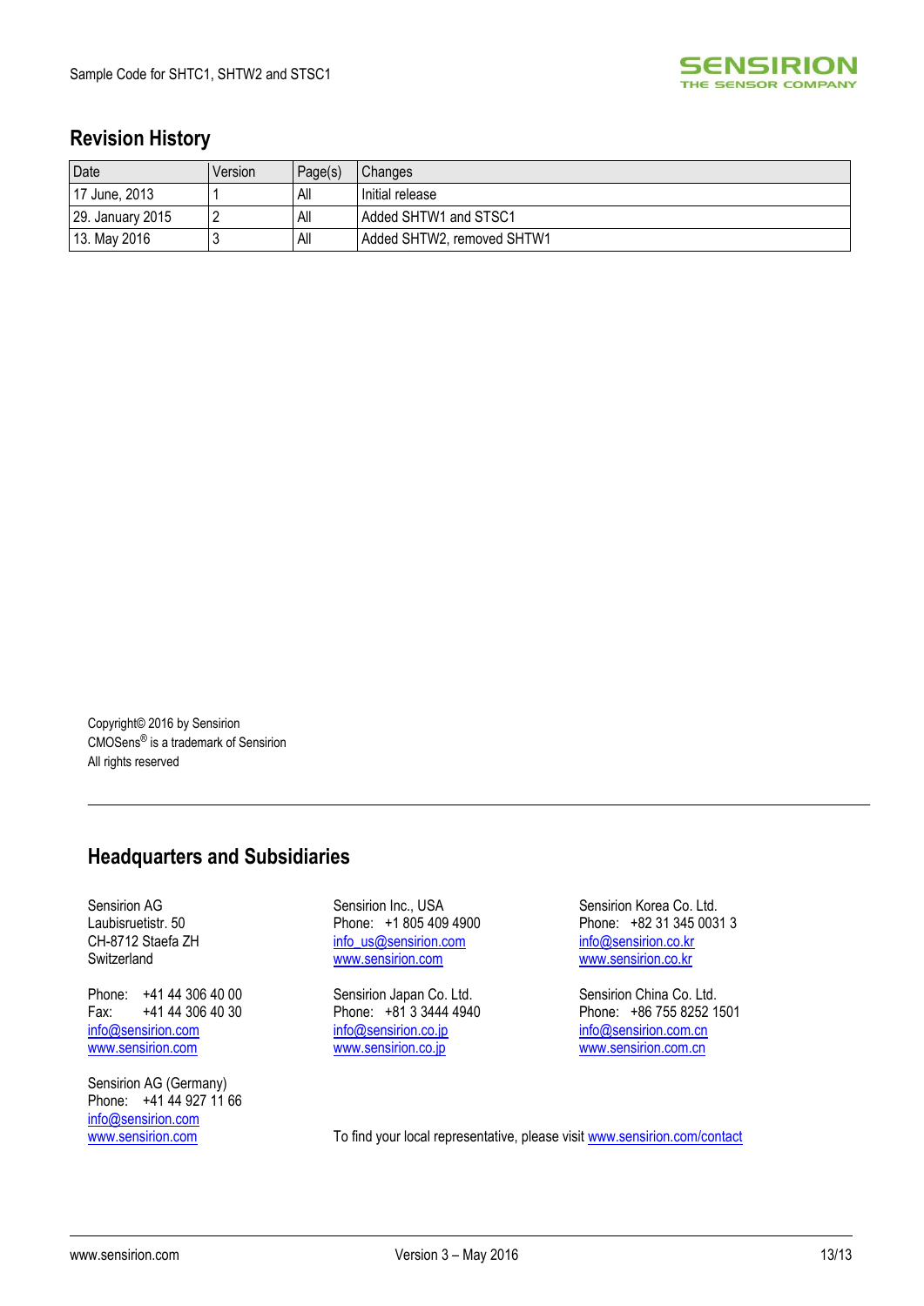## Revision History

| Date | Version | Page(s) | Changes |
|---|---|---|---|
| 17 June, 2013 | 1 | All | Initial release |
| 29. January 2015 | 2 | All | Added SHTW1 and STSC1 |
| 13. May 2016 | 3 | All | Added SHTW2, removed SHTW1 |

Copyright© 2016 by Sensirion
CMOSens® is a trademark of Sensirion
All rights reserved

## Headquarters and Subsidiaries

Sensirion AG
Laubisruetistr. 50
CH-8712 Staefa ZH
Switzerland

Phone: +41 44 306 40 00
Fax: +41 44 306 40 30
info@sensirion.com
www.sensirion.com

Sensirion AG (Germany)
Phone: +41 44 927 11 66
info@sensirion.com
www.sensirion.com

Sensirion Inc., USA
Phone: +1 805 409 4900
info_us@sensirion.com
www.sensirion.com

Sensirion Japan Co. Ltd.
Phone: +81 3 3444 4940
info@sensirion.co.jp
www.sensirion.co.jp

Sensirion Korea Co. Ltd.
Phone: +82 31 345 0031 3
info@sensirion.co.kr
www.sensirion.co.kr

Sensirion China Co. Ltd.
Phone: +86 755 8252 1501
info@sensirion.com.cn
www.sensirion.com.cn

To find your local representative, please visit www.sensirion.com/contact